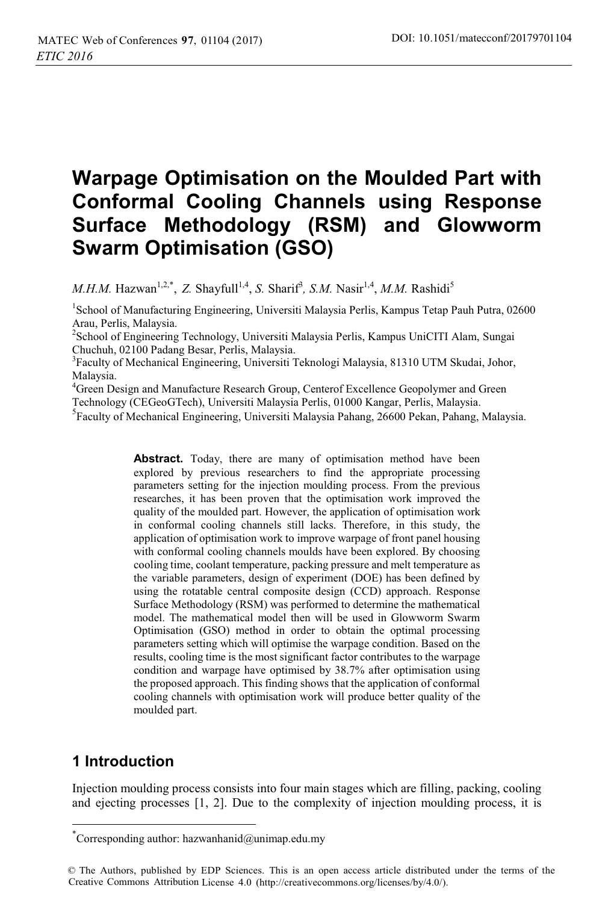# Warpage Optimisation on the Moulded Part with Conformal Cooling Channels using Response Surface Methodology (RSM) and Glowworm Swarm Optimisation (GSO)

*M.H.M.* Hazwan[1,2,*], *Z.* Shayfull[1,4], *S.* Sharif[3], *S.M.* Nasir[1,4], *M.M.* Rashidi[5]

[1]School of Manufacturing Engineering, Universiti Malaysia Perlis, Kampus Tetap Pauh Putra, 02600 Arau, Perlis, Malaysia.
[2]School of Engineering Technology, Universiti Malaysia Perlis, Kampus UniCITI Alam, Sungai Chuchuh, 02100 Padang Besar, Perlis, Malaysia.
[3]Faculty of Mechanical Engineering, Universiti Teknologi Malaysia, 81310 UTM Skudai, Johor, Malaysia.
[4]Green Design and Manufacture Research Group, Centerof Excellence Geopolymer and Green Technology (CEGeoGTech), Universiti Malaysia Perlis, 01000 Kangar, Perlis, Malaysia.
[5]Faculty of Mechanical Engineering, Universiti Malaysia Pahang, 26600 Pekan, Pahang, Malaysia.

**Abstract.** Today, there are many of optimisation method have been explored by previous researchers to find the appropriate processing parameters setting for the injection moulding process. From the previous researches, it has been proven that the optimisation work improved the quality of the moulded part. However, the application of optimisation work in conformal cooling channels still lacks. Therefore, in this study, the application of optimisation work to improve warpage of front panel housing with conformal cooling channels moulds have been explored. By choosing cooling time, coolant temperature, packing pressure and melt temperature as the variable parameters, design of experiment (DOE) has been defined by using the rotatable central composite design (CCD) approach. Response Surface Methodology (RSM) was performed to determine the mathematical model. The mathematical model then will be used in Glowworm Swarm Optimisation (GSO) method in order to obtain the optimal processing parameters setting which will optimise the warpage condition. Based on the results, cooling time is the most significant factor contributes to the warpage condition and warpage have optimised by 38.7% after optimisation using the proposed approach. This finding shows that the application of conformal cooling channels with optimisation work will produce better quality of the moulded part.

## 1 Introduction

Injection moulding process consists into four main stages which are filling, packing, cooling and ejecting processes [1, 2]. Due to the complexity of injection moulding process, it is

*Corresponding author: hazwanhanid@unimap.edu.my

© The Authors, published by EDP Sciences. This is an open access article distributed under the terms of the Creative Commons Attribution License 4.0 (http://creativecommons.org/licenses/by/4.0/).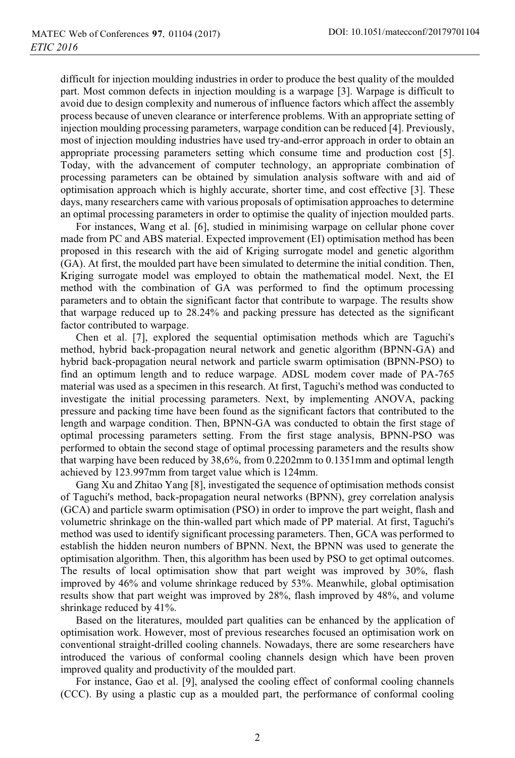difficult for injection moulding industries in order to produce the best quality of the moulded part. Most common defects in injection moulding is a warpage [3]. Warpage is difficult to avoid due to design complexity and numerous of influence factors which affect the assembly process because of uneven clearance or interference problems. With an appropriate setting of injection moulding processing parameters, warpage condition can be reduced [4]. Previously, most of injection moulding industries have used try-and-error approach in order to obtain an appropriate processing parameters setting which consume time and production cost [5]. Today, with the advancement of computer technology, an appropriate combination of processing parameters can be obtained by simulation analysis software with and aid of optimisation approach which is highly accurate, shorter time, and cost effective [3]. These days, many researchers came with various proposals of optimisation approaches to determine an optimal processing parameters in order to optimise the quality of injection moulded parts.

For instances, Wang et al. [6], studied in minimising warpage on cellular phone cover made from PC and ABS material. Expected improvement (EI) optimisation method has been proposed in this research with the aid of Kriging surrogate model and genetic algorithm (GA). At first, the moulded part have been simulated to determine the initial condition. Then, Kriging surrogate model was employed to obtain the mathematical model. Next, the EI method with the combination of GA was performed to find the optimum processing parameters and to obtain the significant factor that contribute to warpage. The results show that warpage reduced up to 28.24% and packing pressure has detected as the significant factor contributed to warpage.

Chen et al. [7], explored the sequential optimisation methods which are Taguchi's method, hybrid back-propagation neural network and genetic algorithm (BPNN-GA) and hybrid back-propagation neural network and particle swarm optimisation (BPNN-PSO) to find an optimum length and to reduce warpage. ADSL modem cover made of PA-765 material was used as a specimen in this research. At first, Taguchi's method was conducted to investigate the initial processing parameters. Next, by implementing ANOVA, packing pressure and packing time have been found as the significant factors that contributed to the length and warpage condition. Then, BPNN-GA was conducted to obtain the first stage of optimal processing parameters setting. From the first stage analysis, BPNN-PSO was performed to obtain the second stage of optimal processing parameters and the results show that warping have been reduced by 38,6%, from 0.2202mm to 0.1351mm and optimal length achieved by 123.997mm from target value which is 124mm.

Gang Xu and Zhitao Yang [8], investigated the sequence of optimisation methods consist of Taguchi's method, back-propagation neural networks (BPNN), grey correlation analysis (GCA) and particle swarm optimisation (PSO) in order to improve the part weight, flash and volumetric shrinkage on the thin-walled part which made of PP material. At first, Taguchi's method was used to identify significant processing parameters. Then, GCA was performed to establish the hidden neuron numbers of BPNN. Next, the BPNN was used to generate the optimisation algorithm. Then, this algorithm has been used by PSO to get optimal outcomes. The results of local optimisation show that part weight was improved by 30%, flash improved by 46% and volume shrinkage reduced by 53%. Meanwhile, global optimisation results show that part weight was improved by 28%, flash improved by 48%, and volume shrinkage reduced by 41%.

Based on the literatures, moulded part qualities can be enhanced by the application of optimisation work. However, most of previous researches focused an optimisation work on conventional straight-drilled cooling channels. Nowadays, there are some researchers have introduced the various of conformal cooling channels design which have been proven improved quality and productivity of the moulded part.

For instance, Gao et al. [9], analysed the cooling effect of conformal cooling channels (CCC). By using a plastic cup as a moulded part, the performance of conformal cooling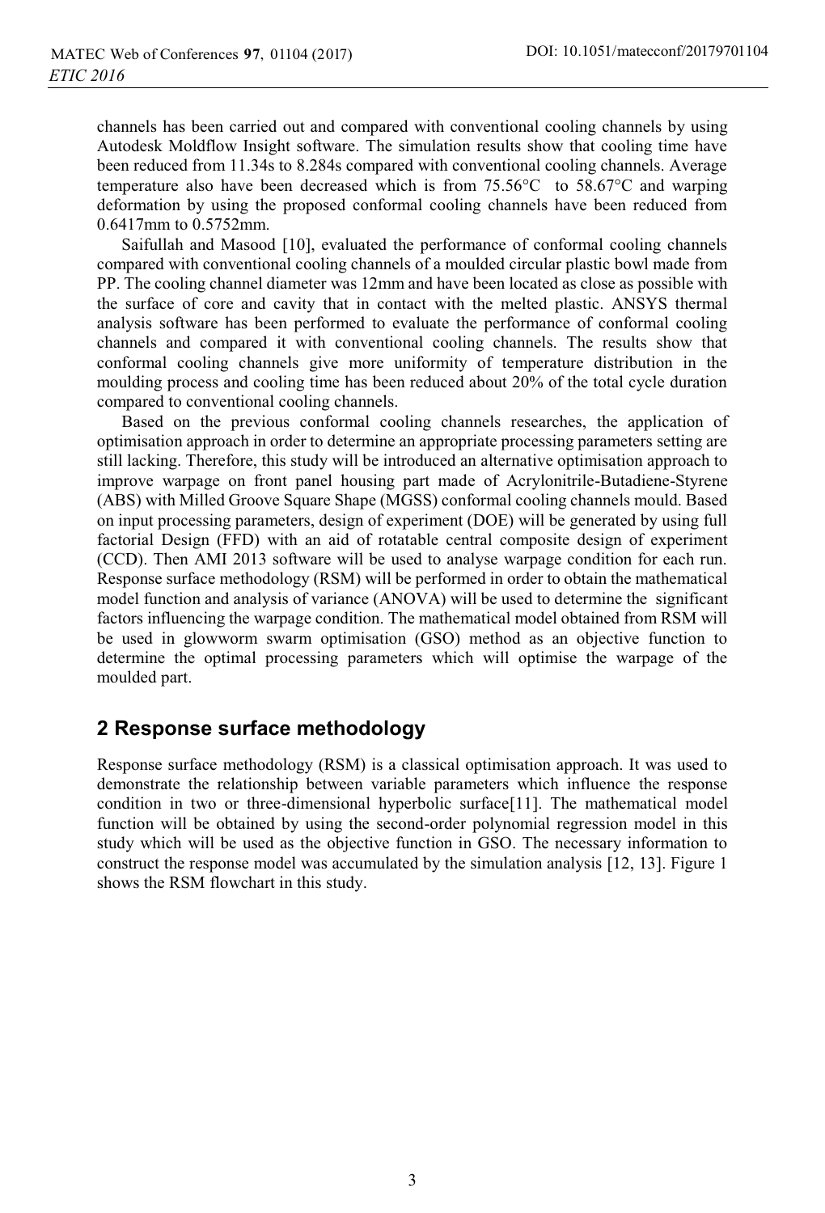channels has been carried out and compared with conventional cooling channels by using Autodesk Moldflow Insight software. The simulation results show that cooling time have been reduced from 11.34s to 8.284s compared with conventional cooling channels. Average temperature also have been decreased which is from 75.56°C to 58.67°C and warping deformation by using the proposed conformal cooling channels have been reduced from 0.6417mm to 0.5752mm.

Saifullah and Masood [10], evaluated the performance of conformal cooling channels compared with conventional cooling channels of a moulded circular plastic bowl made from PP. The cooling channel diameter was 12mm and have been located as close as possible with the surface of core and cavity that in contact with the melted plastic. ANSYS thermal analysis software has been performed to evaluate the performance of conformal cooling channels and compared it with conventional cooling channels. The results show that conformal cooling channels give more uniformity of temperature distribution in the moulding process and cooling time has been reduced about 20% of the total cycle duration compared to conventional cooling channels.

Based on the previous conformal cooling channels researches, the application of optimisation approach in order to determine an appropriate processing parameters setting are still lacking. Therefore, this study will be introduced an alternative optimisation approach to improve warpage on front panel housing part made of Acrylonitrile-Butadiene-Styrene (ABS) with Milled Groove Square Shape (MGSS) conformal cooling channels mould. Based on input processing parameters, design of experiment (DOE) will be generated by using full factorial Design (FFD) with an aid of rotatable central composite design of experiment (CCD). Then AMI 2013 software will be used to analyse warpage condition for each run. Response surface methodology (RSM) will be performed in order to obtain the mathematical model function and analysis of variance (ANOVA) will be used to determine the significant factors influencing the warpage condition. The mathematical model obtained from RSM will be used in glowworm swarm optimisation (GSO) method as an objective function to determine the optimal processing parameters which will optimise the warpage of the moulded part.

## 2 Response surface methodology

Response surface methodology (RSM) is a classical optimisation approach. It was used to demonstrate the relationship between variable parameters which influence the response condition in two or three-dimensional hyperbolic surface[11]. The mathematical model function will be obtained by using the second-order polynomial regression model in this study which will be used as the objective function in GSO. The necessary information to construct the response model was accumulated by the simulation analysis [12, 13]. Figure 1 shows the RSM flowchart in this study.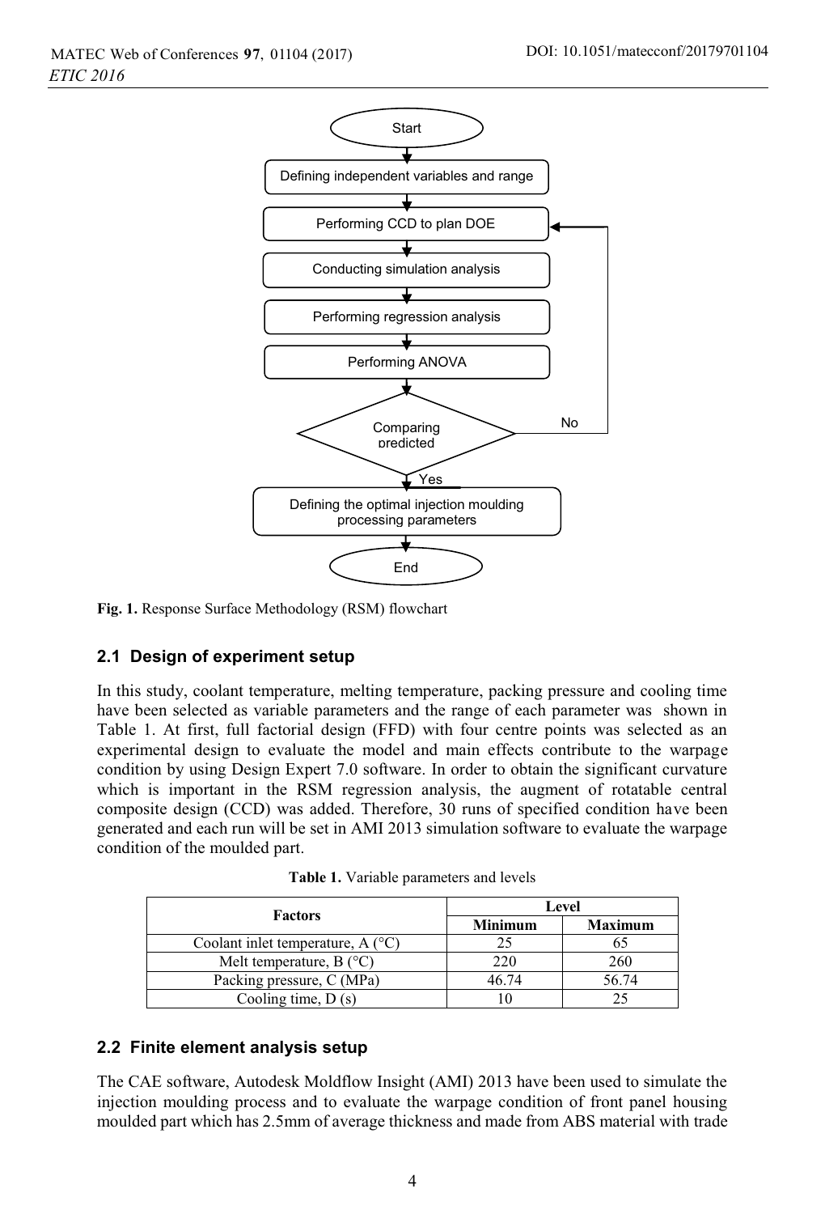Fig. 1. Response Surface Methodology (RSM) flowchart

### 2.1 Design of experiment setup

In this study, coolant temperature, melting temperature, packing pressure and cooling time have been selected as variable parameters and the range of each parameter was shown in Table 1. At first, full factorial design (FFD) with four centre points was selected as an experimental design to evaluate the model and main effects contribute to the warpage condition by using Design Expert 7.0 software. In order to obtain the significant curvature which is important in the RSM regression analysis, the augment of rotatable central composite design (CCD) was added. Therefore, 30 runs of specified condition have been generated and each run will be set in AMI 2013 simulation software to evaluate the warpage condition of the moulded part.

**Table 1.** Variable parameters and levels

| Factors | Level | |
|---|---|---|
| | **Minimum** | **Maximum** |
| Coolant inlet temperature, A (°C) | 25 | 65 |
| Melt temperature, B (°C) | 220 | 260 |
| Packing pressure, C (MPa) | 46.74 | 56.74 |
| Cooling time, D (s) | 10 | 25 |

### 2.2 Finite element analysis setup

The CAE software, Autodesk Moldflow Insight (AMI) 2013 have been used to simulate the injection moulding process and to evaluate the warpage condition of front panel housing moulded part which has 2.5mm of average thickness and made from ABS material with trade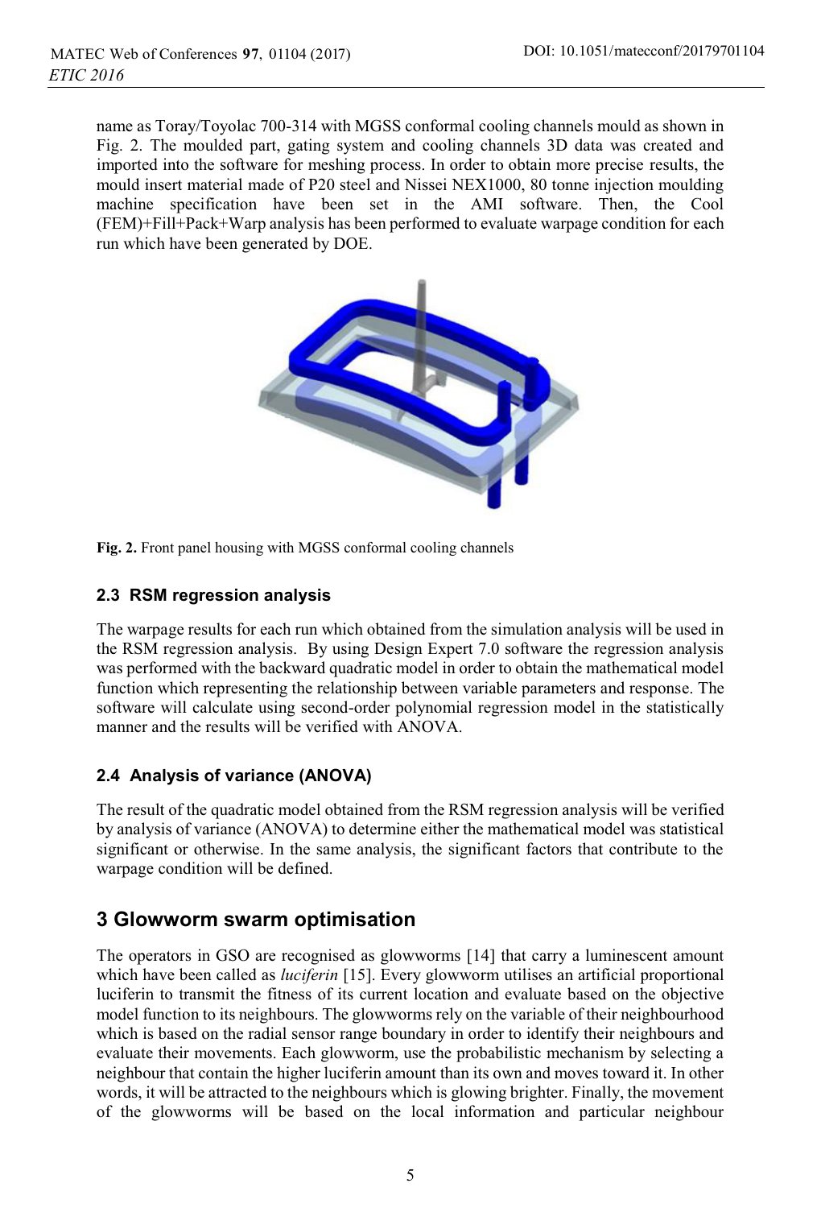name as Toray/Toyolac 700-314 with MGSS conformal cooling channels mould as shown in Fig. 2. The moulded part, gating system and cooling channels 3D data was created and imported into the software for meshing process. In order to obtain more precise results, the mould insert material made of P20 steel and Nissei NEX1000, 80 tonne injection moulding machine specification have been set in the AMI software. Then, the Cool (FEM)+Fill+Pack+Warp analysis has been performed to evaluate warpage condition for each run which have been generated by DOE.

**Fig. 2.** Front panel housing with MGSS conformal cooling channels

### 2.3 RSM regression analysis

The warpage results for each run which obtained from the simulation analysis will be used in the RSM regression analysis. By using Design Expert 7.0 software the regression analysis was performed with the backward quadratic model in order to obtain the mathematical model function which representing the relationship between variable parameters and response. The software will calculate using second-order polynomial regression model in the statistically manner and the results will be verified with ANOVA.

### 2.4 Analysis of variance (ANOVA)

The result of the quadratic model obtained from the RSM regression analysis will be verified by analysis of variance (ANOVA) to determine either the mathematical model was statistical significant or otherwise. In the same analysis, the significant factors that contribute to the warpage condition will be defined.

## 3 Glowworm swarm optimisation

The operators in GSO are recognised as glowworms [14] that carry a luminescent amount which have been called as *luciferin* [15]. Every glowworm utilises an artificial proportional luciferin to transmit the fitness of its current location and evaluate based on the objective model function to its neighbours. The glowworms rely on the variable of their neighbourhood which is based on the radial sensor range boundary in order to identify their neighbours and evaluate their movements. Each glowworm, use the probabilistic mechanism by selecting a neighbour that contain the higher luciferin amount than its own and moves toward it. In other words, it will be attracted to the neighbours which is glowing brighter. Finally, the movement of the glowworms will be based on the local information and particular neighbour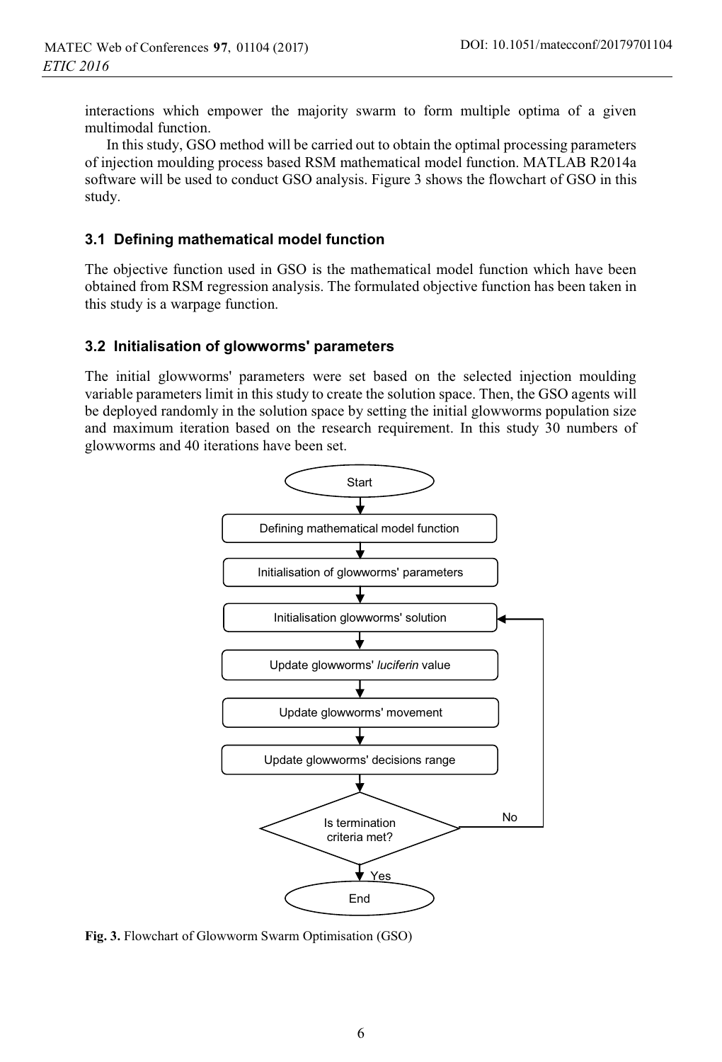interactions which empower the majority swarm to form multiple optima of a given multimodal function.

In this study, GSO method will be carried out to obtain the optimal processing parameters of injection moulding process based RSM mathematical model function. MATLAB R2014a software will be used to conduct GSO analysis. Figure 3 shows the flowchart of GSO in this study.

### 3.1 Defining mathematical model function

The objective function used in GSO is the mathematical model function which have been obtained from RSM regression analysis. The formulated objective function has been taken in this study is a warpage function.

### 3.2 Initialisation of glowworms' parameters

The initial glowworms' parameters were set based on the selected injection moulding variable parameters limit in this study to create the solution space. Then, the GSO agents will be deployed randomly in the solution space by setting the initial glowworms population size and maximum iteration based on the research requirement. In this study 30 numbers of glowworms and 40 iterations have been set.

Start

Defining mathematical model function

Initialisation of glowworms' parameters

Initialisation glowworms' solution

Update glowworms' *luciferin* value

Update glowworms' movement

Update glowworms' decisions range

Is termination criteria met?

No

Yes

End

**Fig. 3.** Flowchart of Glowworm Swarm Optimisation (GSO)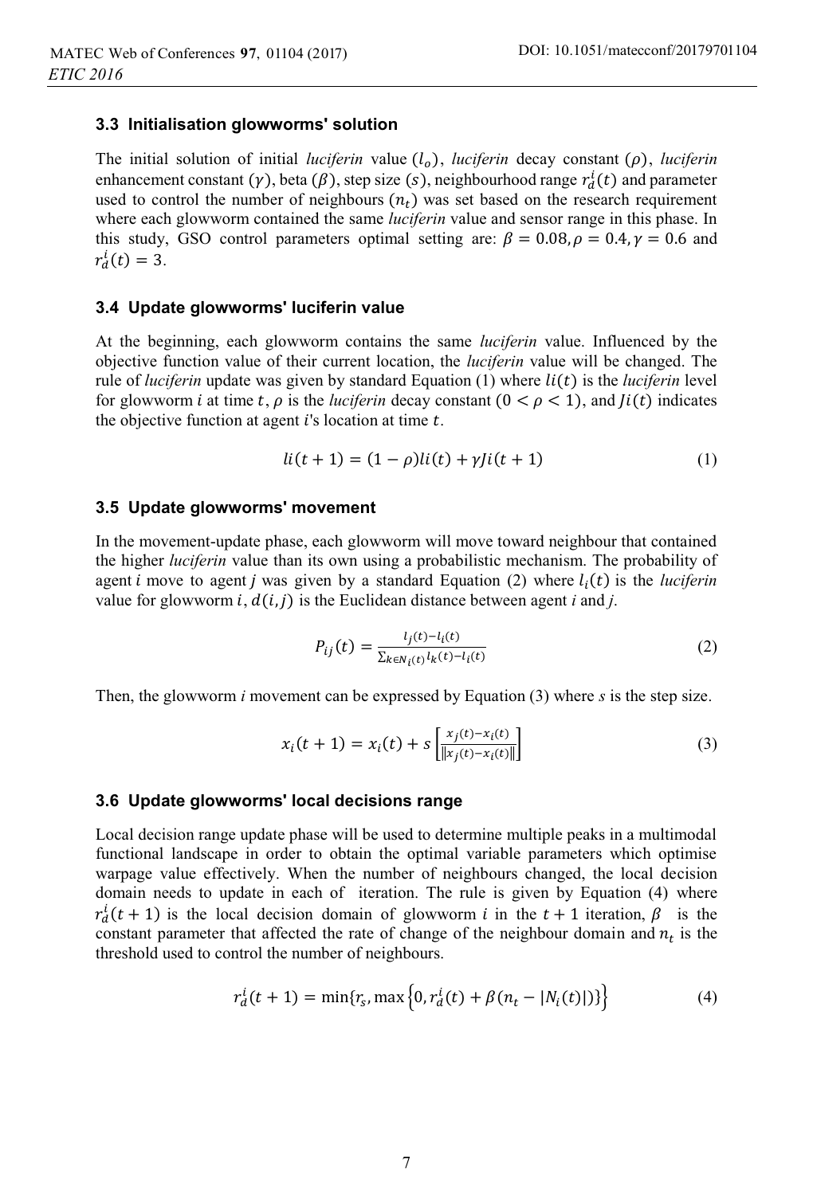### 3.3 Initialisation glowworms' solution

The initial solution of initial *luciferin* value ($l_o$), *luciferin* decay constant ($\rho$), *luciferin* enhancement constant ($\gamma$), beta ($\beta$), step size ($s$), neighbourhood range $r_d^i(t)$ and parameter used to control the number of neighbours ($n_t$) was set based on the research requirement where each glowworm contained the same *luciferin* value and sensor range in this phase. In this study, GSO control parameters optimal setting are: $\beta = 0.08, \rho = 0.4, \gamma = 0.6$ and $r_d^i(t) = 3$.

### 3.4 Update glowworms' luciferin value

At the beginning, each glowworm contains the same *luciferin* value. Influenced by the objective function value of their current location, the *luciferin* value will be changed. The rule of *luciferin* update was given by standard Equation (1) where $li(t)$ is the *luciferin* level for glowworm $i$ at time $t$, $\rho$ is the *luciferin* decay constant ($0 < \rho < 1$), and $Ji(t)$ indicates the objective function at agent $i$'s location at time $t$.

$$li(t+1) = (1-\rho)li(t) + \gamma Ji(t+1) \tag{1}$$

### 3.5 Update glowworms' movement

In the movement-update phase, each glowworm will move toward neighbour that contained the higher *luciferin* value than its own using a probabilistic mechanism. The probability of agent $i$ move to agent $j$ was given by a standard Equation (2) where $l_i(t)$ is the *luciferin* value for glowworm $i$, $d(i,j)$ is the Euclidean distance between agent *i* and *j*.

$$P_{ij}(t) = \frac{l_j(t) - l_i(t)}{\sum_{k \in N_i(t)} l_k(t) - l_i(t)} \tag{2}$$

Then, the glowworm *i* movement can be expressed by Equation (3) where *s* is the step size.

$$x_i(t+1) = x_i(t) + s\left[\frac{x_j(t) - x_i(t)}{\|x_j(t) - x_i(t)\|}\right] \tag{3}$$

### 3.6 Update glowworms' local decisions range

Local decision range update phase will be used to determine multiple peaks in a multimodal functional landscape in order to obtain the optimal variable parameters which optimise warpage value effectively. When the number of neighbours changed, the local decision domain needs to update in each of iteration. The rule is given by Equation (4) where $r_d^i(t+1)$ is the local decision domain of glowworm $i$ in the $t+1$ iteration, $\beta$ is the constant parameter that affected the rate of change of the neighbour domain and $n_t$ is the threshold used to control the number of neighbours.

$$r_d^i(t+1) = \min\{r_s, \max\{0, r_d^i(t) + \beta(n_t - |N_i(t)|)\}\} \tag{4}$$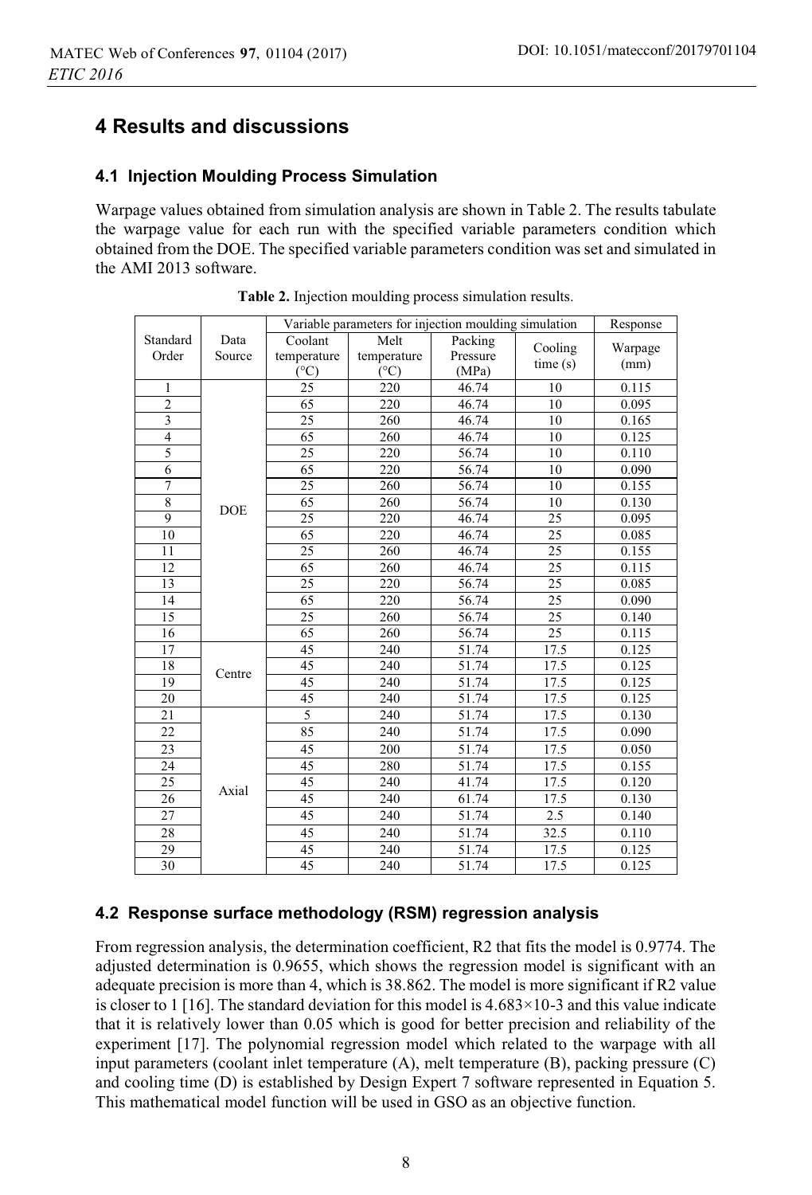# 4 Results and discussions

## 4.1 Injection Moulding Process Simulation

Warpage values obtained from simulation analysis are shown in Table 2. The results tabulate the warpage value for each run with the specified variable parameters condition which obtained from the DOE. The specified variable parameters condition was set and simulated in the AMI 2013 software.

**Table 2.** Injection moulding process simulation results.

| Standard Order | Data Source | Variable parameters for injection moulding simulation | | | | Response |
|---|---|---|---|---|---|---|
| | | Coolant temperature (°C) | Melt temperature (°C) | Packing Pressure (MPa) | Cooling time (s) | Warpage (mm) |
| 1 | DOE | 25 | 220 | 46.74 | 10 | 0.115 |
| 2 | | 65 | 220 | 46.74 | 10 | 0.095 |
| 3 | | 25 | 260 | 46.74 | 10 | 0.165 |
| 4 | | 65 | 260 | 46.74 | 10 | 0.125 |
| 5 | | 25 | 220 | 56.74 | 10 | 0.110 |
| 6 | | 65 | 220 | 56.74 | 10 | 0.090 |
| 7 | | 25 | 260 | 56.74 | 10 | 0.155 |
| 8 | | 65 | 260 | 56.74 | 10 | 0.130 |
| 9 | | 25 | 220 | 46.74 | 25 | 0.095 |
| 10 | | 65 | 220 | 46.74 | 25 | 0.085 |
| 11 | | 25 | 260 | 46.74 | 25 | 0.155 |
| 12 | | 65 | 260 | 46.74 | 25 | 0.115 |
| 13 | | 25 | 220 | 56.74 | 25 | 0.085 |
| 14 | | 65 | 220 | 56.74 | 25 | 0.090 |
| 15 | | 25 | 260 | 56.74 | 25 | 0.140 |
| 16 | | 65 | 260 | 56.74 | 25 | 0.115 |
| 17 | Centre | 45 | 240 | 51.74 | 17.5 | 0.125 |
| 18 | | 45 | 240 | 51.74 | 17.5 | 0.125 |
| 19 | | 45 | 240 | 51.74 | 17.5 | 0.125 |
| 20 | | 45 | 240 | 51.74 | 17.5 | 0.125 |
| 21 | Axial | 5 | 240 | 51.74 | 17.5 | 0.130 |
| 22 | | 85 | 240 | 51.74 | 17.5 | 0.090 |
| 23 | | 45 | 200 | 51.74 | 17.5 | 0.050 |
| 24 | | 45 | 280 | 51.74 | 17.5 | 0.155 |
| 25 | | 45 | 240 | 41.74 | 17.5 | 0.120 |
| 26 | | 45 | 240 | 61.74 | 17.5 | 0.130 |
| 27 | | 45 | 240 | 51.74 | 2.5 | 0.140 |
| 28 | | 45 | 240 | 51.74 | 32.5 | 0.110 |
| 29 | | 45 | 240 | 51.74 | 17.5 | 0.125 |
| 30 | | 45 | 240 | 51.74 | 17.5 | 0.125 |

## 4.2 Response surface methodology (RSM) regression analysis

From regression analysis, the determination coefficient, R2 that fits the model is 0.9774. The adjusted determination is 0.9655, which shows the regression model is significant with an adequate precision is more than 4, which is 38.862. The model is more significant if R2 value is closer to 1 [16]. The standard deviation for this model is $4.683\times10^{-3}$ and this value indicate that it is relatively lower than 0.05 which is good for better precision and reliability of the experiment [17]. The polynomial regression model which related to the warpage with all input parameters (coolant inlet temperature (A), melt temperature (B), packing pressure (C) and cooling time (D) is established by Design Expert 7 software represented in Equation 5. This mathematical model function will be used in GSO as an objective function.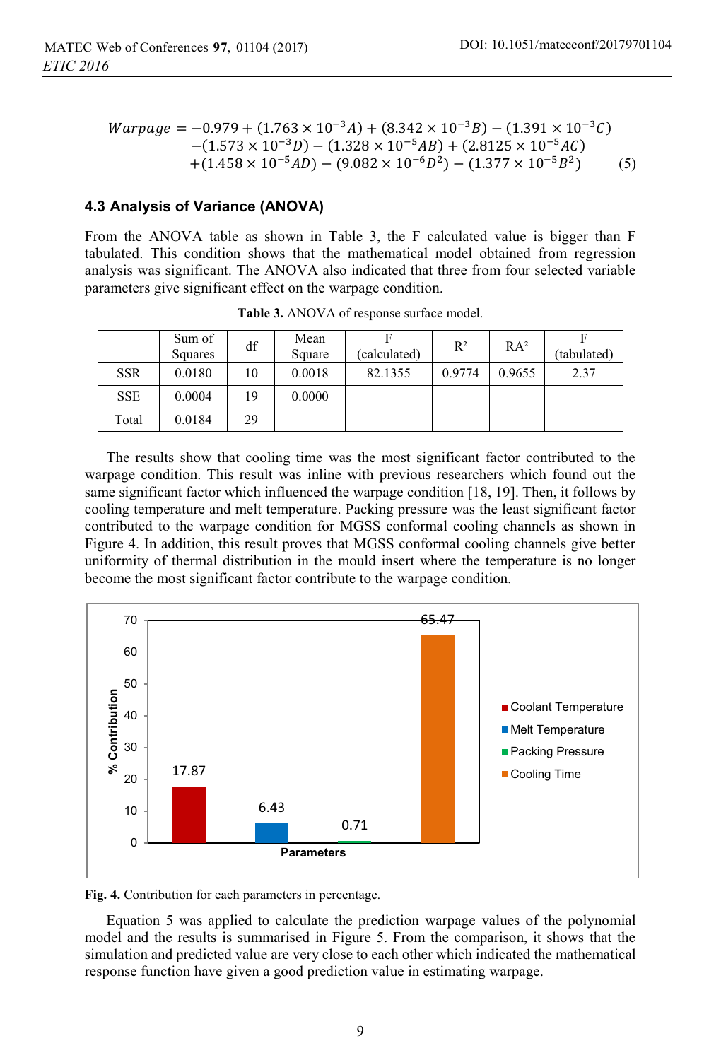$$
\begin{aligned}
Warpage = & -0.979 + (1.763 \times 10^{-3} A) + (8.342 \times 10^{-3} B) - (1.391 \times 10^{-3} C) \\
& -(1.573 \times 10^{-3} D) - (1.328 \times 10^{-5} AB) + (2.8125 \times 10^{-5} AC) \\
& +(1.458 \times 10^{-5} AD) - (9.082 \times 10^{-6} D^2) - (1.377 \times 10^{-5} B^2)
\end{aligned}
\quad (5)
$$

### 4.3 Analysis of Variance (ANOVA)

From the ANOVA table as shown in Table 3, the F calculated value is bigger than F tabulated. This condition shows that the mathematical model obtained from regression analysis was significant. The ANOVA also indicated that three from four selected variable parameters give significant effect on the warpage condition.

**Table 3.** ANOVA of response surface model.

| | Sum of Squares | df | Mean Square | F (calculated) | $R^2$ | $RA^2$ | F (tabulated) |
|---|---|---|---|---|---|---|---|
| SSR | 0.0180 | 10 | 0.0018 | 82.1355 | 0.9774 | 0.9655 | 2.37 |
| SSE | 0.0004 | 19 | 0.0000 | | | | |
| Total | 0.0184 | 29 | | | | | |

The results show that cooling time was the most significant factor contributed to the warpage condition. This result was inline with previous researchers which found out the same significant factor which influenced the warpage condition [18, 19]. Then, it follows by cooling temperature and melt temperature. Packing pressure was the least significant factor contributed to the warpage condition for MGSS conformal cooling channels as shown in Figure 4. In addition, this result proves that MGSS conformal cooling channels give better uniformity of thermal distribution in the mould insert where the temperature is no longer become the most significant factor contribute to the warpage condition.

**Fig. 4.** Contribution for each parameters in percentage.

Equation 5 was applied to calculate the prediction warpage values of the polynomial model and the results is summarised in Figure 5. From the comparison, it shows that the simulation and predicted value are very close to each other which indicated the mathematical response function have given a good prediction value in estimating warpage.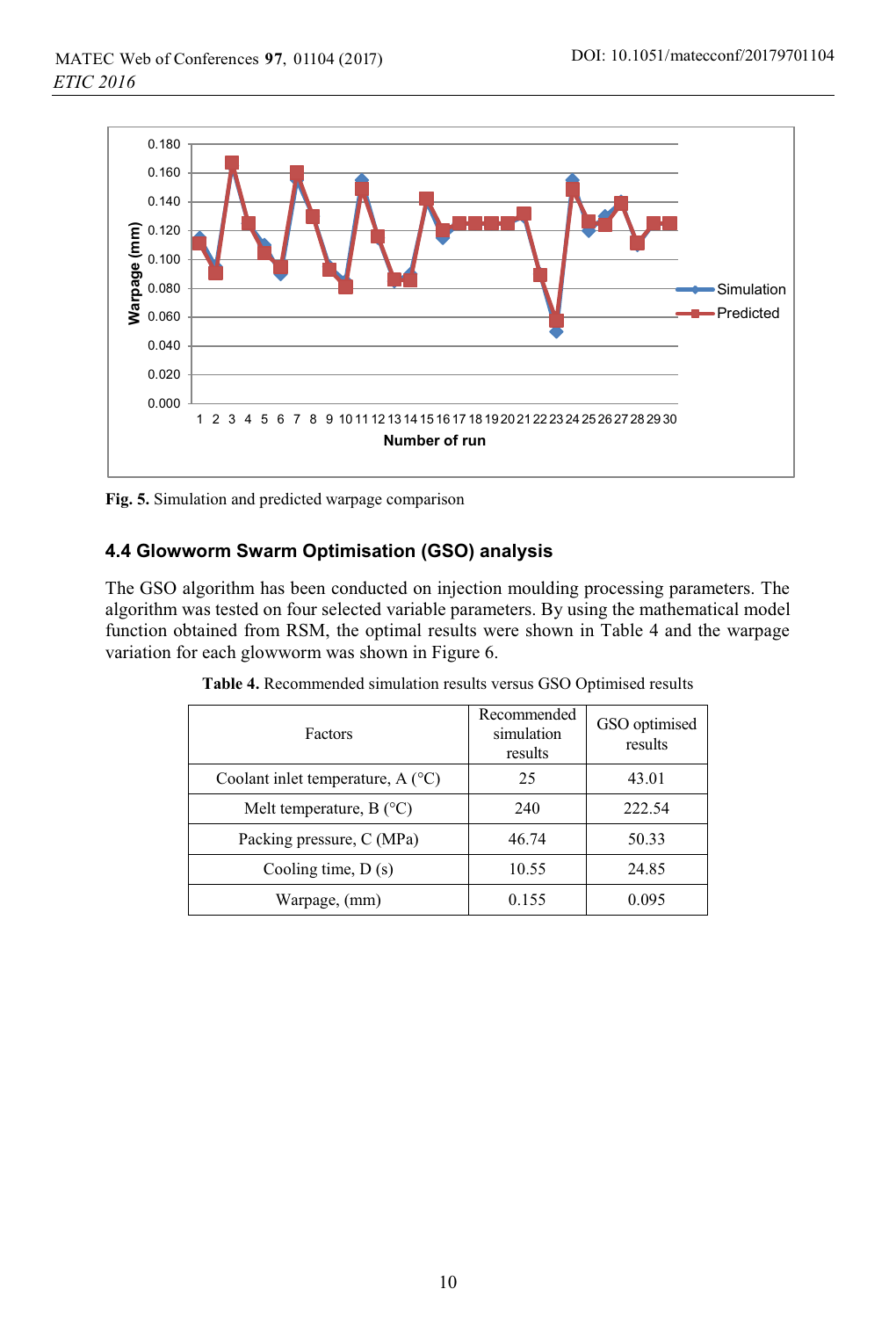Fig. 5. Simulation and predicted warpage comparison

### 4.4 Glowworm Swarm Optimisation (GSO) analysis

The GSO algorithm has been conducted on injection moulding processing parameters. The algorithm was tested on four selected variable parameters. By using the mathematical model function obtained from RSM, the optimal results were shown in Table 4 and the warpage variation for each glowworm was shown in Figure 6.

**Table 4.** Recommended simulation results versus GSO Optimised results

| Factors | Recommended simulation results | GSO optimised results |
|---|---|---|
| Coolant inlet temperature, A (°C) | 25 | 43.01 |
| Melt temperature, B (°C) | 240 | 222.54 |
| Packing pressure, C (MPa) | 46.74 | 50.33 |
| Cooling time, D (s) | 10.55 | 24.85 |
| Warpage, (mm) | 0.155 | 0.095 |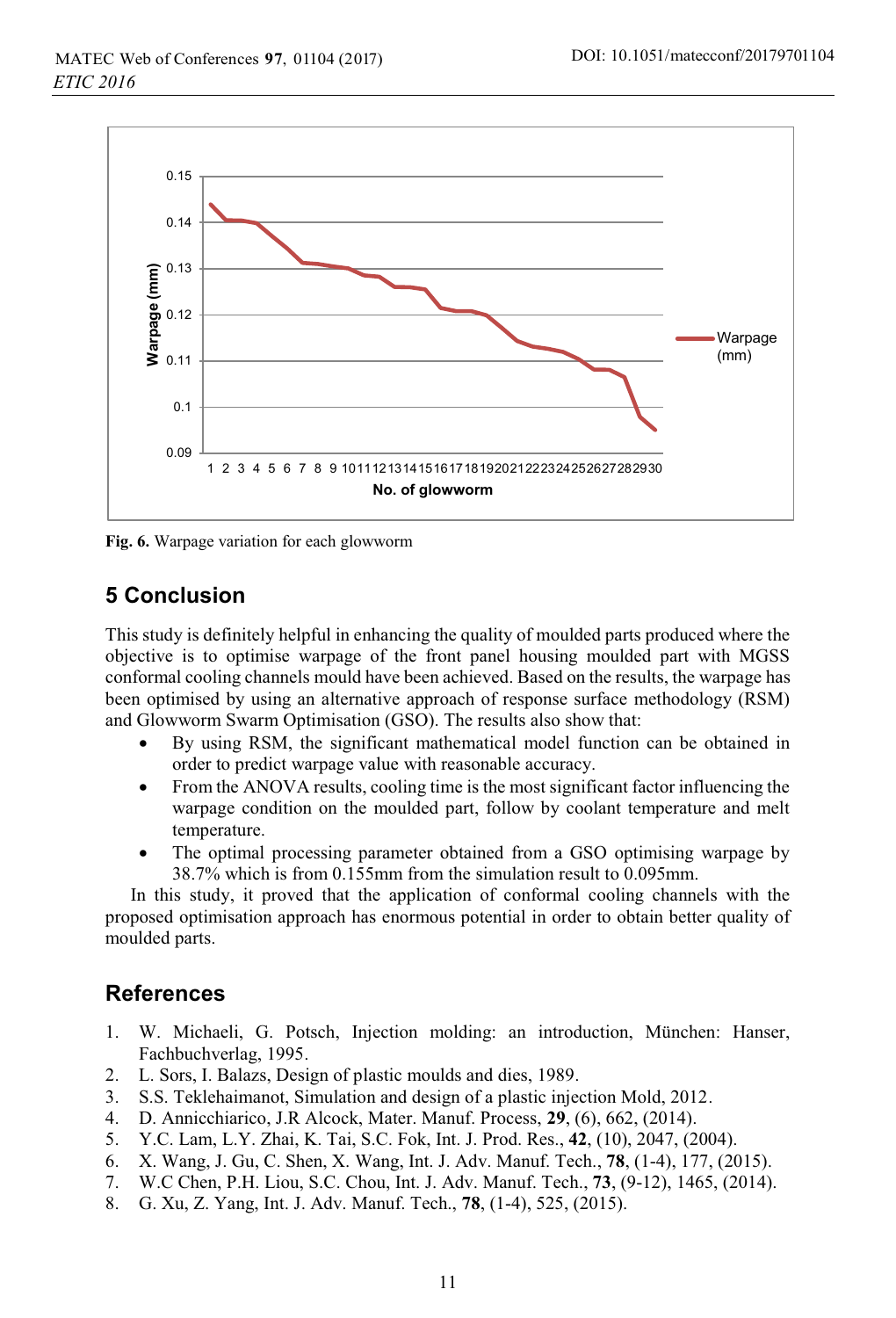Fig. 6. Warpage variation for each glowworm

## 5 Conclusion

This study is definitely helpful in enhancing the quality of moulded parts produced where the objective is to optimise warpage of the front panel housing moulded part with MGSS conformal cooling channels mould have been achieved. Based on the results, the warpage has been optimised by using an alternative approach of response surface methodology (RSM) and Glowworm Swarm Optimisation (GSO). The results also show that:

- By using RSM, the significant mathematical model function can be obtained in order to predict warpage value with reasonable accuracy.
- From the ANOVA results, cooling time is the most significant factor influencing the warpage condition on the moulded part, follow by coolant temperature and melt temperature.
- The optimal processing parameter obtained from a GSO optimising warpage by 38.7% which is from 0.155mm from the simulation result to 0.095mm.

In this study, it proved that the application of conformal cooling channels with the proposed optimisation approach has enormous potential in order to obtain better quality of moulded parts.

## References

1. W. Michaeli, G. Potsch, Injection molding: an introduction, München: Hanser, Fachbuchverlag, 1995.
2. L. Sors, I. Balazs, Design of plastic moulds and dies, 1989.
3. S.S. Teklehaimanot, Simulation and design of a plastic injection Mold, 2012.
4. D. Annicchiarico, J.R Alcock, Mater. Manuf. Process, **29**, (6), 662, (2014).
5. Y.C. Lam, L.Y. Zhai, K. Tai, S.C. Fok, Int. J. Prod. Res., **42**, (10), 2047, (2004).
6. X. Wang, J. Gu, C. Shen, X. Wang, Int. J. Adv. Manuf. Tech., **78**, (1-4), 177, (2015).
7. W.C Chen, P.H. Liou, S.C. Chou, Int. J. Adv. Manuf. Tech., **73**, (9-12), 1465, (2014).
8. G. Xu, Z. Yang, Int. J. Adv. Manuf. Tech., **78**, (1-4), 525, (2015).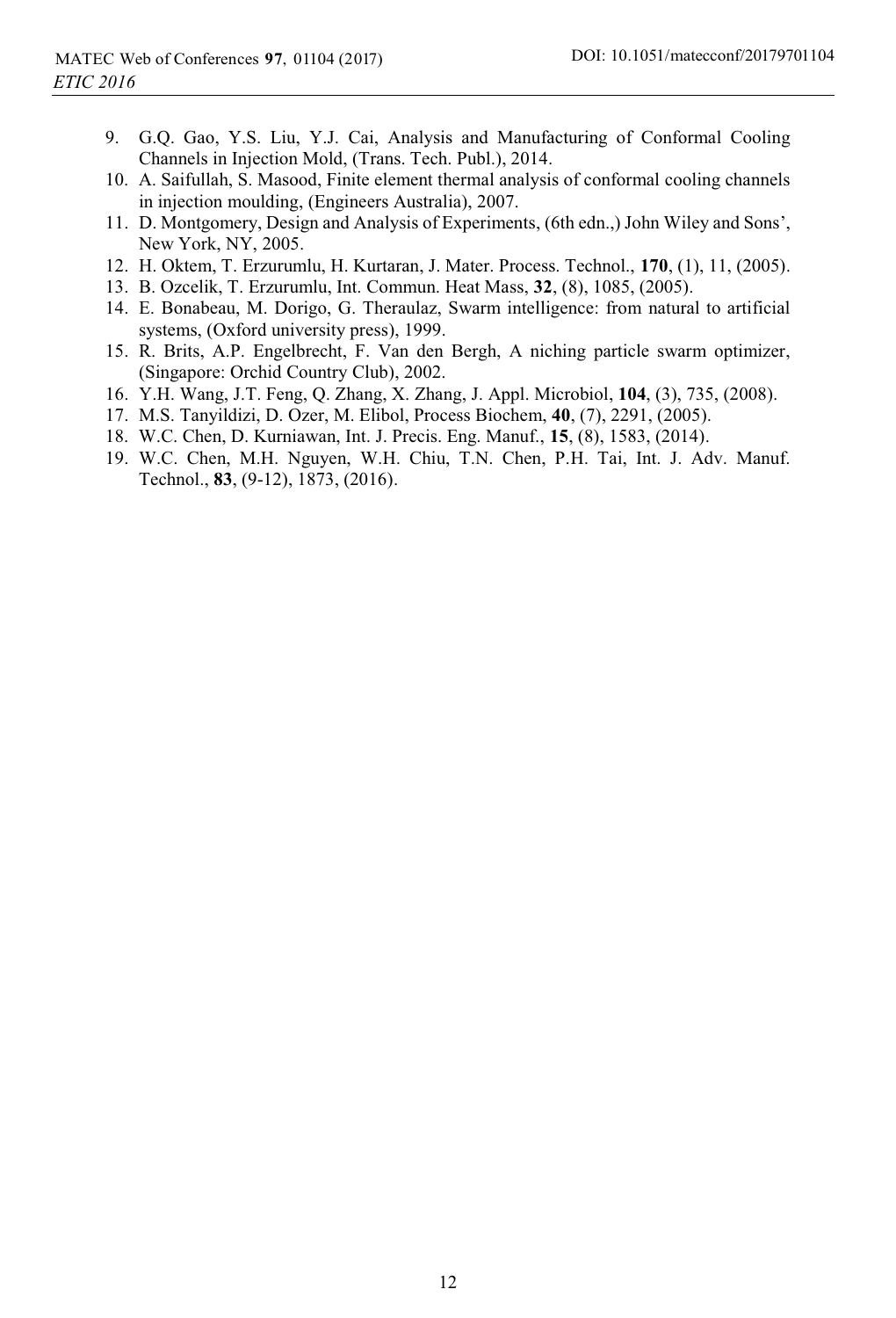9. G.Q. Gao, Y.S. Liu, Y.J. Cai, Analysis and Manufacturing of Conformal Cooling Channels in Injection Mold, (Trans. Tech. Publ.), 2014.
10. A. Saifullah, S. Masood, Finite element thermal analysis of conformal cooling channels in injection moulding, (Engineers Australia), 2007.
11. D. Montgomery, Design and Analysis of Experiments, (6th edn.,) John Wiley and Sons', New York, NY, 2005.
12. H. Oktem, T. Erzurumlu, H. Kurtaran, J. Mater. Process. Technol., **170**, (1), 11, (2005).
13. B. Ozcelik, T. Erzurumlu, Int. Commun. Heat Mass, **32**, (8), 1085, (2005).
14. E. Bonabeau, M. Dorigo, G. Theraulaz, Swarm intelligence: from natural to artificial systems, (Oxford university press), 1999.
15. R. Brits, A.P. Engelbrecht, F. Van den Bergh, A niching particle swarm optimizer, (Singapore: Orchid Country Club), 2002.
16. Y.H. Wang, J.T. Feng, Q. Zhang, X. Zhang, J. Appl. Microbiol, **104**, (3), 735, (2008).
17. M.S. Tanyildizi, D. Ozer, M. Elibol, Process Biochem, **40**, (7), 2291, (2005).
18. W.C. Chen, D. Kurniawan, Int. J. Precis. Eng. Manuf., **15**, (8), 1583, (2014).
19. W.C. Chen, M.H. Nguyen, W.H. Chiu, T.N. Chen, P.H. Tai, Int. J. Adv. Manuf. Technol., **83**, (9-12), 1873, (2016).